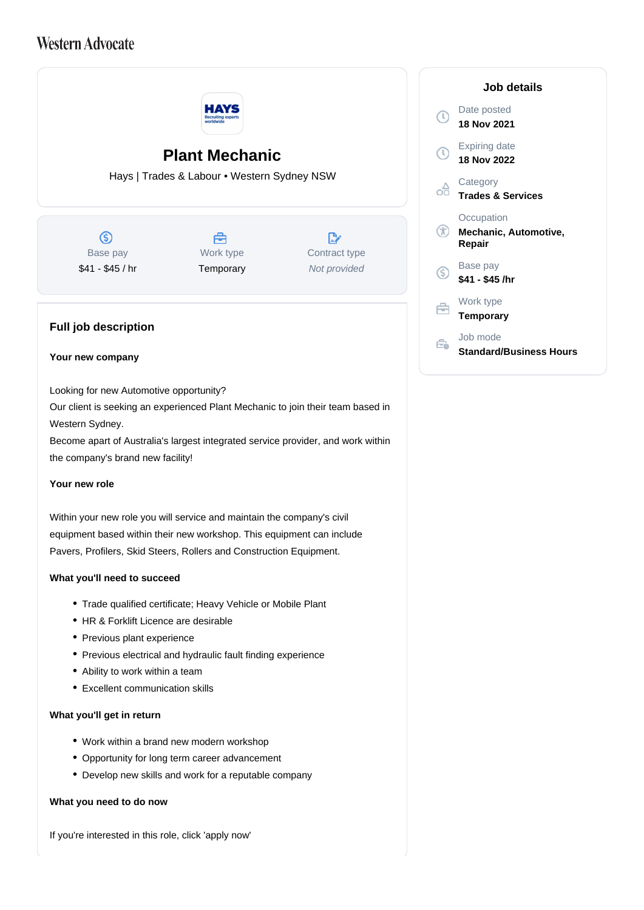Western Advocate

# Plant Mechanic

Hays | Trades & Labour • Western Sydney NSW

| Base pay | Work type | Contract type |
| --- | --- | --- |
| $41 - $45 / hr | Temporary | *Not provided* |

## Job details

Date posted
**18 Nov 2021**

Expiring date
**18 Nov 2022**

Category
**Trades & Services**

Occupation
**Mechanic, Automotive, Repair**

Base pay
**$41 - $45 /hr**

Work type
**Temporary**

Job mode
**Standard/Business Hours**

## Full job description

**Your new company**

Looking for new Automotive opportunity?
Our client is seeking an experienced Plant Mechanic to join their team based in Western Sydney.
Become apart of Australia's largest integrated service provider, and work within the company's brand new facility!

**Your new role**

Within your new role you will service and maintain the company's civil equipment based within their new workshop. This equipment can include Pavers, Profilers, Skid Steers, Rollers and Construction Equipment.

**What you'll need to succeed**

- Trade qualified certificate; Heavy Vehicle or Mobile Plant
- HR & Forklift Licence are desirable
- Previous plant experience
- Previous electrical and hydraulic fault finding experience
- Ability to work within a team
- Excellent communication skills

**What you'll get in return**

- Work within a brand new modern workshop
- Opportunity for long term career advancement
- Develop new skills and work for a reputable company

**What you need to do now**

If you're interested in this role, click 'apply now'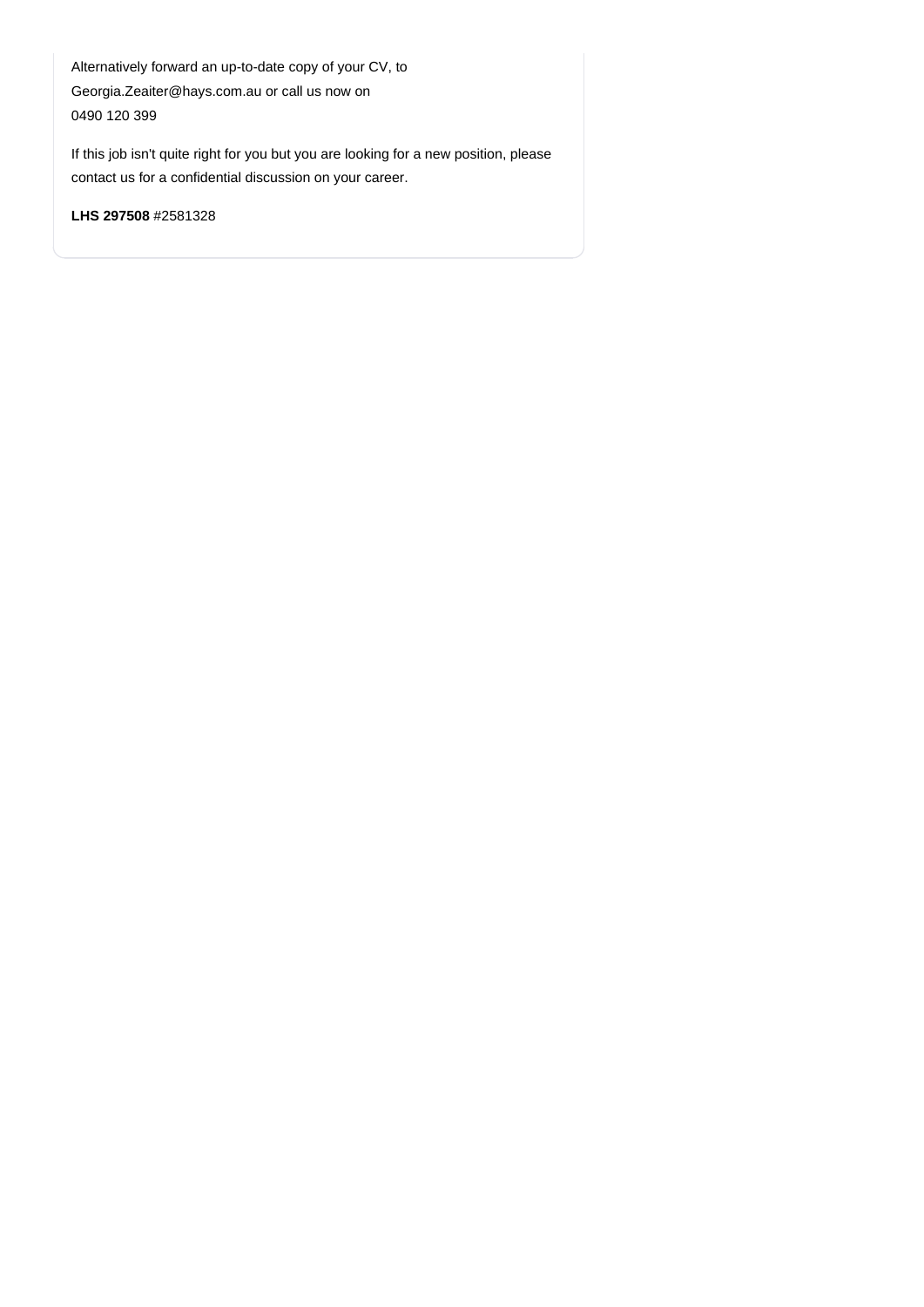Alternatively forward an up-to-date copy of your CV, to Georgia.Zeaiter@hays.com.au or call us now on 0490 120 399

If this job isn't quite right for you but you are looking for a new position, please contact us for a confidential discussion on your career.

**LHS 297508** #2581328